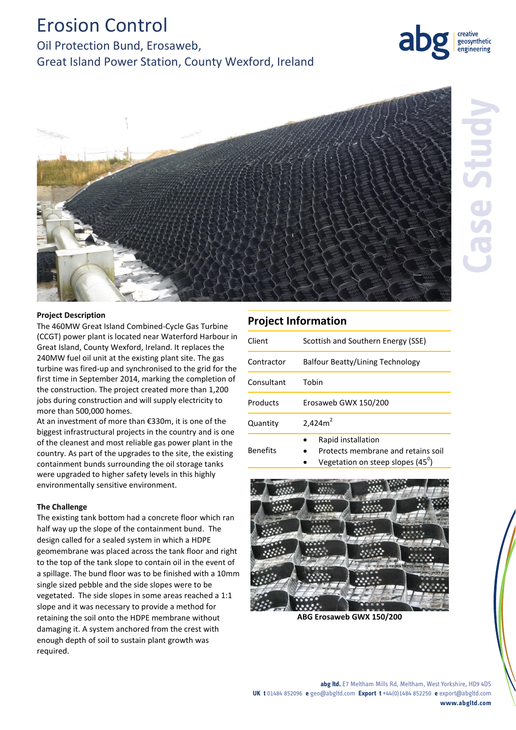# Erosion Control

## Oil Protection Bund, Erosaweb, Great Island Power Station, County Wexford, Ireland

**Project Description**

The 460MW Great Island Combined-Cycle Gas Turbine (CCGT) power plant is located near Waterford Harbour in Great Island, County Wexford, Ireland. It replaces the 240MW fuel oil unit at the existing plant site. The gas turbine was fired-up and synchronised to the grid for the first time in September 2014, marking the completion of the construction. The project created more than 1,200 jobs during construction and will supply electricity to more than 500,000 homes.

At an investment of more than €330m, it is one of the biggest infrastructural projects in the country and is one of the cleanest and most reliable gas power plant in the country. As part of the upgrades to the site, the existing containment bunds surrounding the oil storage tanks were upgraded to higher safety levels in this highly environmentally sensitive environment.

**The Challenge**

The existing tank bottom had a concrete floor which ran half way up the slope of the containment bund. The design called for a sealed system in which a HDPE geomembrane was placed across the tank floor and right to the top of the tank slope to contain oil in the event of a spillage. The bund floor was to be finished with a 10mm single sized pebble and the side slopes were to be vegetated. The side slopes in some areas reached a 1:1 slope and it was necessary to provide a method for retaining the soil onto the HDPE membrane without damaging it. A system anchored from the crest with enough depth of soil to sustain plant growth was required.

## Project Information

| | |
|---|---|
| Client | Scottish and Southern Energy (SSE) |
| Contractor | Balfour Beatty/Lining Technology |
| Consultant | Tobin |
| Products | Erosaweb GWX 150/200 |
| Quantity | 2,424m$^2$ |
| Benefits | • Rapid installation<br>• Protects membrane and retains soil<br>• Vegetation on steep slopes (45$^0$) |

ABG Erosaweb GWX 150/200

**abg ltd.** E7 Meltham Mills Rd, Meltham, West Yorkshire, HD9 4DS
**UK t** 01484 852096 **e** geo@abgltd.com **Export t** +44(0)1484 852250 **e** export@abgltd.com
**www.abgltd.com**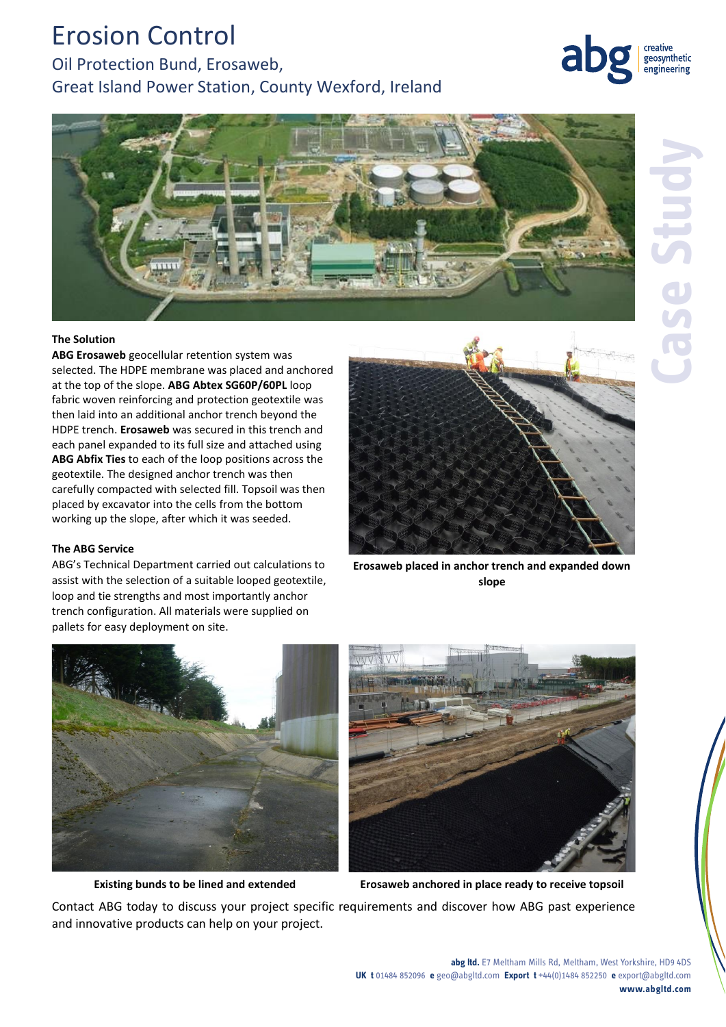# Erosion Control

## Oil Protection Bund, Erosaweb, Great Island Power Station, County Wexford, Ireland

### The Solution

**ABG Erosaweb** geocellular retention system was selected. The HDPE membrane was placed and anchored at the top of the slope. **ABG Abtex SG60P/60PL** loop fabric woven reinforcing and protection geotextile was then laid into an additional anchor trench beyond the HDPE trench. **Erosaweb** was secured in this trench and each panel expanded to its full size and attached using **ABG Abfix Ties** to each of the loop positions across the geotextile. The designed anchor trench was then carefully compacted with selected fill. Topsoil was then placed by excavator into the cells from the bottom working up the slope, after which it was seeded.

### The ABG Service

ABG's Technical Department carried out calculations to assist with the selection of a suitable looped geotextile, loop and tie strengths and most importantly anchor trench configuration. All materials were supplied on pallets for easy deployment on site.

**Erosaweb placed in anchor trench and expanded down slope**

**Existing bunds to be lined and extended**

**Erosaweb anchored in place ready to receive topsoil**

Contact ABG today to discuss your project specific requirements and discover how ABG past experience and innovative products can help on your project.

**abg ltd.** E7 Meltham Mills Rd, Meltham, West Yorkshire, HD9 4DS
**UK t** 01484 852096 **e** geo@abgltd.com **Export t** +44(0)1484 852250 **e** export@abgltd.com
**www.abgltd.com**